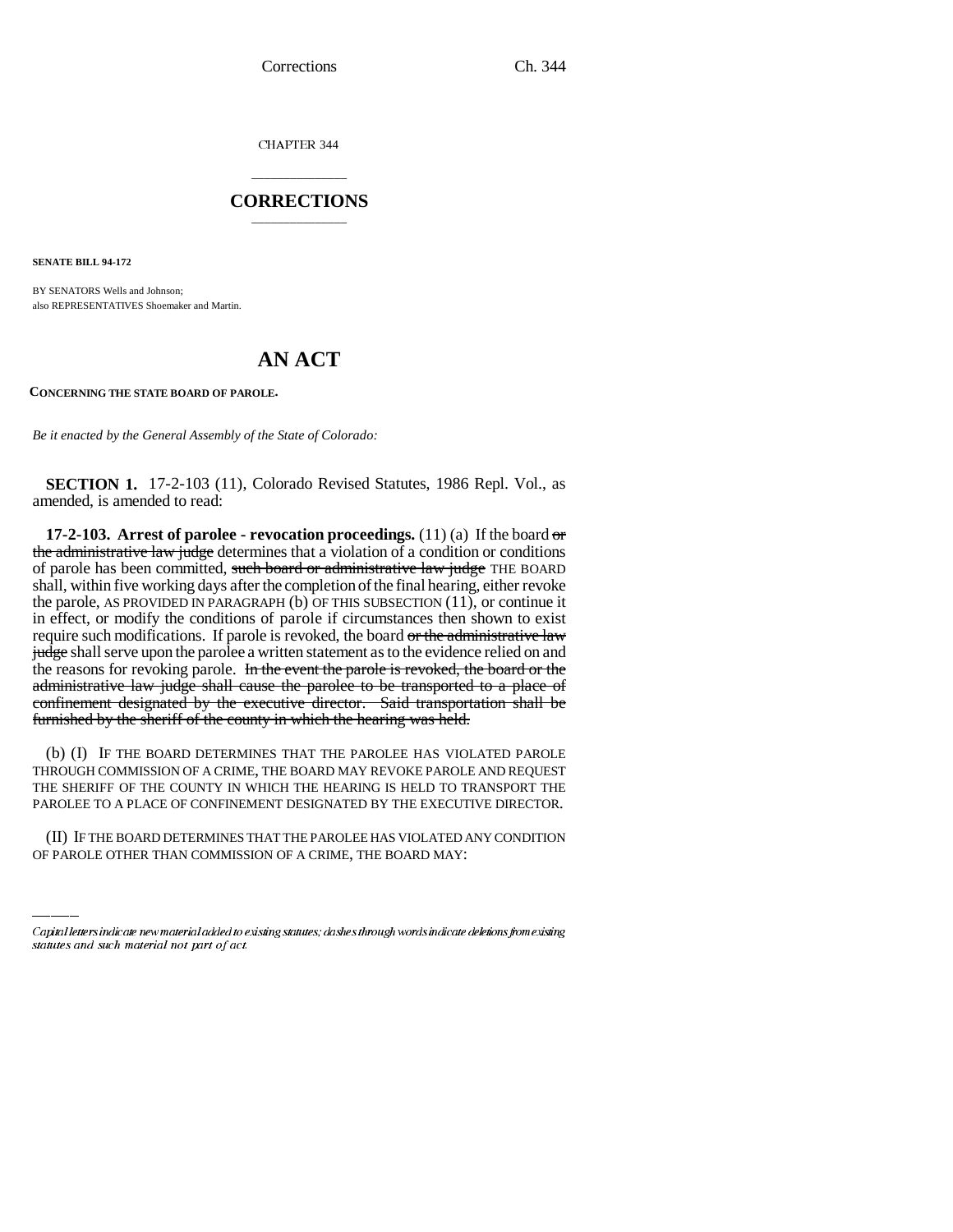CHAPTER 344

## CORRECTIONS

**SENATE BILL 94-172**

BY SENATORS Wells and Johnson;
also REPRESENTATIVES Shoemaker and Martin.

# AN ACT

**CONCERNING THE STATE BOARD OF PAROLE.**

*Be it enacted by the General Assembly of the State of Colorado:*

**SECTION 1.** 17-2-103 (11), Colorado Revised Statutes, 1986 Repl. Vol., as amended, is amended to read:

**17-2-103. Arrest of parolee - revocation proceedings.** (11) (a) If the board ~~or the administrative law judge~~ determines that a violation of a condition or conditions of parole has been committed, ~~such board or administrative law judge~~ THE BOARD shall, within five working days after the completion of the final hearing, either revoke the parole, AS PROVIDED IN PARAGRAPH (b) OF THIS SUBSECTION (11), or continue it in effect, or modify the conditions of parole if circumstances then shown to exist require such modifications. If parole is revoked, the board ~~or the administrative law judge~~ shall serve upon the parolee a written statement as to the evidence relied on and the reasons for revoking parole. ~~In the event the parole is revoked, the board or the administrative law judge shall cause the parolee to be transported to a place of confinement designated by the executive director. Said transportation shall be furnished by the sheriff of the county in which the hearing was held.~~

(b) (I) IF THE BOARD DETERMINES THAT THE PAROLEE HAS VIOLATED PAROLE THROUGH COMMISSION OF A CRIME, THE BOARD MAY REVOKE PAROLE AND REQUEST THE SHERIFF OF THE COUNTY IN WHICH THE HEARING IS HELD TO TRANSPORT THE PAROLEE TO A PLACE OF CONFINEMENT DESIGNATED BY THE EXECUTIVE DIRECTOR.

(II) IF THE BOARD DETERMINES THAT THE PAROLEE HAS VIOLATED ANY CONDITION OF PAROLE OTHER THAN COMMISSION OF A CRIME, THE BOARD MAY:

Capital letters indicate new material added to existing statutes; dashes through words indicate deletions from existing statutes and such material not part of act.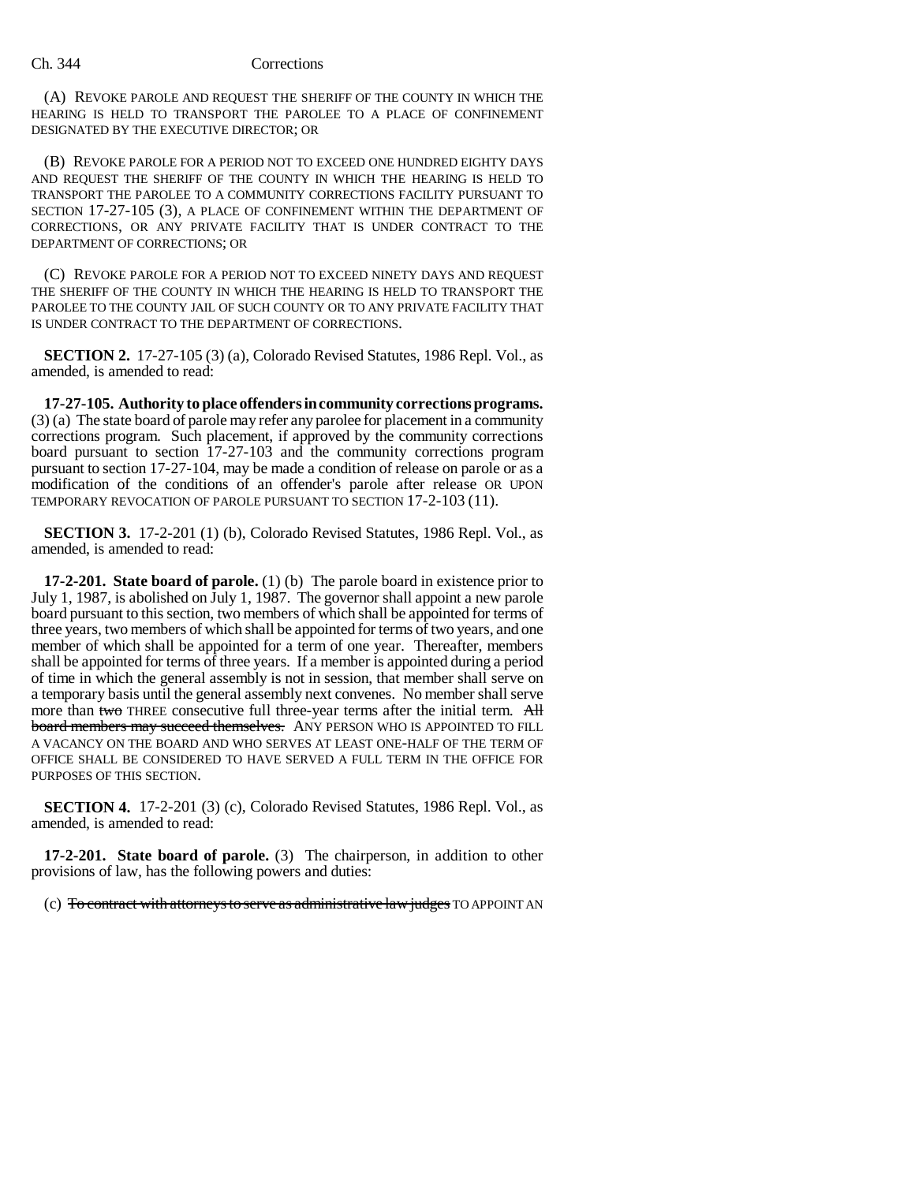(A) REVOKE PAROLE AND REQUEST THE SHERIFF OF THE COUNTY IN WHICH THE HEARING IS HELD TO TRANSPORT THE PAROLEE TO A PLACE OF CONFINEMENT DESIGNATED BY THE EXECUTIVE DIRECTOR; OR

(B) REVOKE PAROLE FOR A PERIOD NOT TO EXCEED ONE HUNDRED EIGHTY DAYS AND REQUEST THE SHERIFF OF THE COUNTY IN WHICH THE HEARING IS HELD TO TRANSPORT THE PAROLEE TO A COMMUNITY CORRECTIONS FACILITY PURSUANT TO SECTION 17-27-105 (3), A PLACE OF CONFINEMENT WITHIN THE DEPARTMENT OF CORRECTIONS, OR ANY PRIVATE FACILITY THAT IS UNDER CONTRACT TO THE DEPARTMENT OF CORRECTIONS; OR

(C) REVOKE PAROLE FOR A PERIOD NOT TO EXCEED NINETY DAYS AND REQUEST THE SHERIFF OF THE COUNTY IN WHICH THE HEARING IS HELD TO TRANSPORT THE PAROLEE TO THE COUNTY JAIL OF SUCH COUNTY OR TO ANY PRIVATE FACILITY THAT IS UNDER CONTRACT TO THE DEPARTMENT OF CORRECTIONS.

**SECTION 2.** 17-27-105 (3) (a), Colorado Revised Statutes, 1986 Repl. Vol., as amended, is amended to read:

**17-27-105. Authority to place offenders in community corrections programs.** (3) (a) The state board of parole may refer any parolee for placement in a community corrections program. Such placement, if approved by the community corrections board pursuant to section 17-27-103 and the community corrections program pursuant to section 17-27-104, may be made a condition of release on parole or as a modification of the conditions of an offender's parole after release OR UPON TEMPORARY REVOCATION OF PAROLE PURSUANT TO SECTION 17-2-103 (11).

**SECTION 3.** 17-2-201 (1) (b), Colorado Revised Statutes, 1986 Repl. Vol., as amended, is amended to read:

**17-2-201. State board of parole.** (1) (b) The parole board in existence prior to July 1, 1987, is abolished on July 1, 1987. The governor shall appoint a new parole board pursuant to this section, two members of which shall be appointed for terms of three years, two members of which shall be appointed for terms of two years, and one member of which shall be appointed for a term of one year. Thereafter, members shall be appointed for terms of three years. If a member is appointed during a period of time in which the general assembly is not in session, that member shall serve on a temporary basis until the general assembly next convenes. No member shall serve more than ~~two~~ THREE consecutive full three-year terms after the initial term. ~~All board members may succeed themselves.~~ ANY PERSON WHO IS APPOINTED TO FILL A VACANCY ON THE BOARD AND WHO SERVES AT LEAST ONE-HALF OF THE TERM OF OFFICE SHALL BE CONSIDERED TO HAVE SERVED A FULL TERM IN THE OFFICE FOR PURPOSES OF THIS SECTION.

**SECTION 4.** 17-2-201 (3) (c), Colorado Revised Statutes, 1986 Repl. Vol., as amended, is amended to read:

**17-2-201. State board of parole.** (3) The chairperson, in addition to other provisions of law, has the following powers and duties:

(c) ~~To contract with attorneys to serve as administrative law judges~~ TO APPOINT AN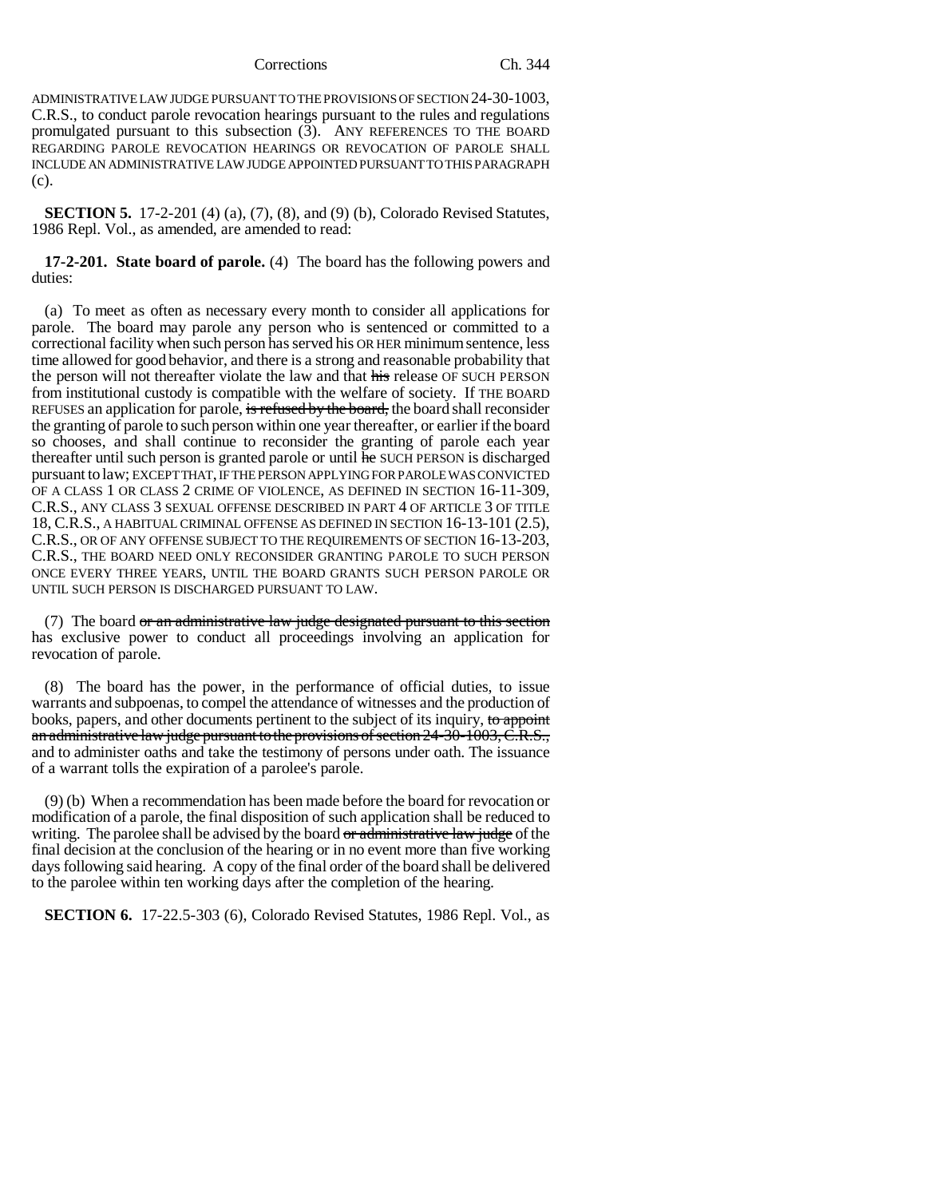ADMINISTRATIVE LAW JUDGE PURSUANT TO THE PROVISIONS OF SECTION 24-30-1003, C.R.S., to conduct parole revocation hearings pursuant to the rules and regulations promulgated pursuant to this subsection (3). ANY REFERENCES TO THE BOARD REGARDING PAROLE REVOCATION HEARINGS OR REVOCATION OF PAROLE SHALL INCLUDE AN ADMINISTRATIVE LAW JUDGE APPOINTED PURSUANT TO THIS PARAGRAPH (c).

**SECTION 5.** 17-2-201 (4) (a), (7), (8), and (9) (b), Colorado Revised Statutes, 1986 Repl. Vol., as amended, are amended to read:

**17-2-201. State board of parole.** (4) The board has the following powers and duties:

(a) To meet as often as necessary every month to consider all applications for parole. The board may parole any person who is sentenced or committed to a correctional facility when such person has served his OR HER minimum sentence, less time allowed for good behavior, and there is a strong and reasonable probability that the person will not thereafter violate the law and that ~~his~~ release OF SUCH PERSON from institutional custody is compatible with the welfare of society. If THE BOARD REFUSES an application for parole, ~~is refused by the board,~~ the board shall reconsider the granting of parole to such person within one year thereafter, or earlier if the board so chooses, and shall continue to reconsider the granting of parole each year thereafter until such person is granted parole or until ~~he~~ SUCH PERSON is discharged pursuant to law; EXCEPT THAT, IF THE PERSON APPLYING FOR PAROLE WAS CONVICTED OF A CLASS 1 OR CLASS 2 CRIME OF VIOLENCE, AS DEFINED IN SECTION 16-11-309, C.R.S., ANY CLASS 3 SEXUAL OFFENSE DESCRIBED IN PART 4 OF ARTICLE 3 OF TITLE 18, C.R.S., A HABITUAL CRIMINAL OFFENSE AS DEFINED IN SECTION 16-13-101 (2.5), C.R.S., OR OF ANY OFFENSE SUBJECT TO THE REQUIREMENTS OF SECTION 16-13-203, C.R.S., THE BOARD NEED ONLY RECONSIDER GRANTING PAROLE TO SUCH PERSON ONCE EVERY THREE YEARS, UNTIL THE BOARD GRANTS SUCH PERSON PAROLE OR UNTIL SUCH PERSON IS DISCHARGED PURSUANT TO LAW.

(7) The board ~~or an administrative law judge designated pursuant to this section~~ has exclusive power to conduct all proceedings involving an application for revocation of parole.

(8) The board has the power, in the performance of official duties, to issue warrants and subpoenas, to compel the attendance of witnesses and the production of books, papers, and other documents pertinent to the subject of its inquiry, ~~to appoint an administrative law judge pursuant to the provisions of section 24-30-1003, C.R.S.,~~ and to administer oaths and take the testimony of persons under oath. The issuance of a warrant tolls the expiration of a parolee's parole.

(9) (b) When a recommendation has been made before the board for revocation or modification of a parole, the final disposition of such application shall be reduced to writing. The parolee shall be advised by the board ~~or administrative law judge~~ of the final decision at the conclusion of the hearing or in no event more than five working days following said hearing. A copy of the final order of the board shall be delivered to the parolee within ten working days after the completion of the hearing.

**SECTION 6.** 17-22.5-303 (6), Colorado Revised Statutes, 1986 Repl. Vol., as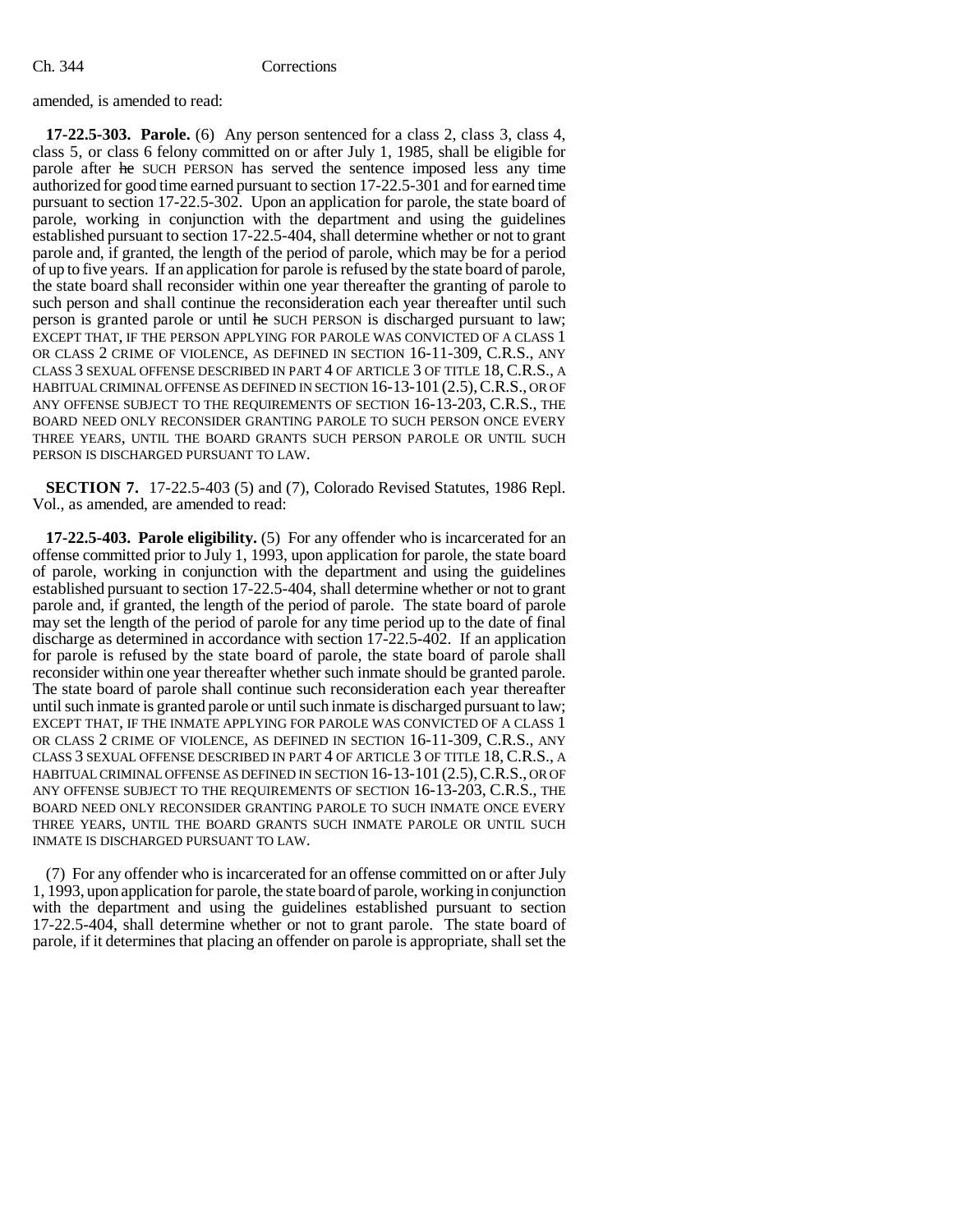amended, is amended to read:

**17-22.5-303. Parole.** (6) Any person sentenced for a class 2, class 3, class 4, class 5, or class 6 felony committed on or after July 1, 1985, shall be eligible for parole after he SUCH PERSON has served the sentence imposed less any time authorized for good time earned pursuant to section 17-22.5-301 and for earned time pursuant to section 17-22.5-302. Upon an application for parole, the state board of parole, working in conjunction with the department and using the guidelines established pursuant to section 17-22.5-404, shall determine whether or not to grant parole and, if granted, the length of the period of parole, which may be for a period of up to five years. If an application for parole is refused by the state board of parole, the state board shall reconsider within one year thereafter the granting of parole to such person and shall continue the reconsideration each year thereafter until such person is granted parole or until he SUCH PERSON is discharged pursuant to law; EXCEPT THAT, IF THE PERSON APPLYING FOR PAROLE WAS CONVICTED OF A CLASS 1 OR CLASS 2 CRIME OF VIOLENCE, AS DEFINED IN SECTION 16-11-309, C.R.S., ANY CLASS 3 SEXUAL OFFENSE DESCRIBED IN PART 4 OF ARTICLE 3 OF TITLE 18, C.R.S., A HABITUAL CRIMINAL OFFENSE AS DEFINED IN SECTION 16-13-101 (2.5), C.R.S., OR OF ANY OFFENSE SUBJECT TO THE REQUIREMENTS OF SECTION 16-13-203, C.R.S., THE BOARD NEED ONLY RECONSIDER GRANTING PAROLE TO SUCH PERSON ONCE EVERY THREE YEARS, UNTIL THE BOARD GRANTS SUCH PERSON PAROLE OR UNTIL SUCH PERSON IS DISCHARGED PURSUANT TO LAW.

**SECTION 7.** 17-22.5-403 (5) and (7), Colorado Revised Statutes, 1986 Repl. Vol., as amended, are amended to read:

**17-22.5-403. Parole eligibility.** (5) For any offender who is incarcerated for an offense committed prior to July 1, 1993, upon application for parole, the state board of parole, working in conjunction with the department and using the guidelines established pursuant to section 17-22.5-404, shall determine whether or not to grant parole and, if granted, the length of the period of parole. The state board of parole may set the length of the period of parole for any time period up to the date of final discharge as determined in accordance with section 17-22.5-402. If an application for parole is refused by the state board of parole, the state board of parole shall reconsider within one year thereafter whether such inmate should be granted parole. The state board of parole shall continue such reconsideration each year thereafter until such inmate is granted parole or until such inmate is discharged pursuant to law; EXCEPT THAT, IF THE INMATE APPLYING FOR PAROLE WAS CONVICTED OF A CLASS 1 OR CLASS 2 CRIME OF VIOLENCE, AS DEFINED IN SECTION 16-11-309, C.R.S., ANY CLASS 3 SEXUAL OFFENSE DESCRIBED IN PART 4 OF ARTICLE 3 OF TITLE 18, C.R.S., A HABITUAL CRIMINAL OFFENSE AS DEFINED IN SECTION 16-13-101 (2.5), C.R.S., OR OF ANY OFFENSE SUBJECT TO THE REQUIREMENTS OF SECTION 16-13-203, C.R.S., THE BOARD NEED ONLY RECONSIDER GRANTING PAROLE TO SUCH INMATE ONCE EVERY THREE YEARS, UNTIL THE BOARD GRANTS SUCH INMATE PAROLE OR UNTIL SUCH INMATE IS DISCHARGED PURSUANT TO LAW.

(7) For any offender who is incarcerated for an offense committed on or after July 1, 1993, upon application for parole, the state board of parole, working in conjunction with the department and using the guidelines established pursuant to section 17-22.5-404, shall determine whether or not to grant parole. The state board of parole, if it determines that placing an offender on parole is appropriate, shall set the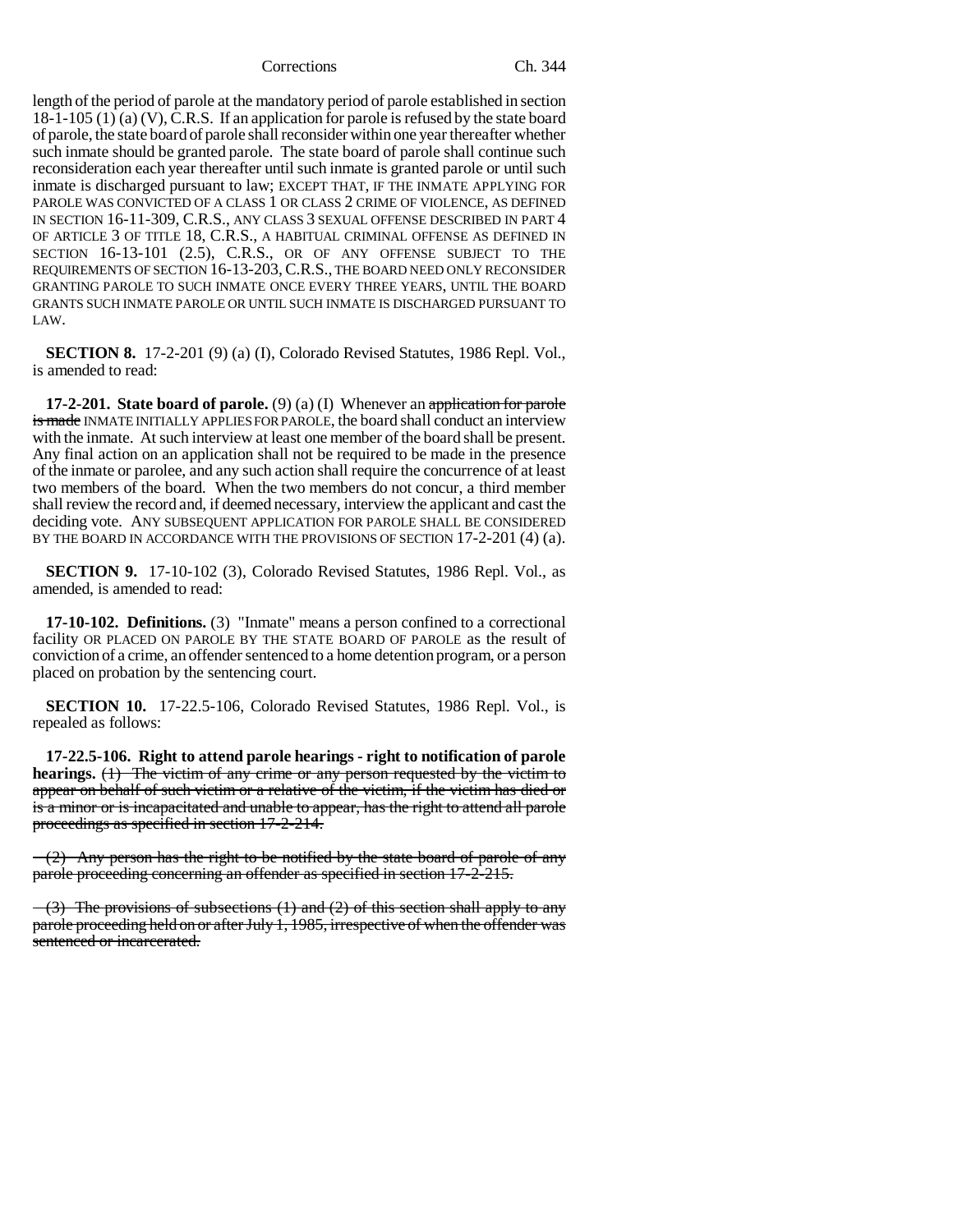length of the period of parole at the mandatory period of parole established in section 18-1-105 (1) (a) (V), C.R.S. If an application for parole is refused by the state board of parole, the state board of parole shall reconsider within one year thereafter whether such inmate should be granted parole. The state board of parole shall continue such reconsideration each year thereafter until such inmate is granted parole or until such inmate is discharged pursuant to law; EXCEPT THAT, IF THE INMATE APPLYING FOR PAROLE WAS CONVICTED OF A CLASS 1 OR CLASS 2 CRIME OF VIOLENCE, AS DEFINED IN SECTION 16-11-309, C.R.S., ANY CLASS 3 SEXUAL OFFENSE DESCRIBED IN PART 4 OF ARTICLE 3 OF TITLE 18, C.R.S., A HABITUAL CRIMINAL OFFENSE AS DEFINED IN SECTION 16-13-101 (2.5), C.R.S., OR OF ANY OFFENSE SUBJECT TO THE REQUIREMENTS OF SECTION 16-13-203, C.R.S., THE BOARD NEED ONLY RECONSIDER GRANTING PAROLE TO SUCH INMATE ONCE EVERY THREE YEARS, UNTIL THE BOARD GRANTS SUCH INMATE PAROLE OR UNTIL SUCH INMATE IS DISCHARGED PURSUANT TO LAW.

**SECTION 8.** 17-2-201 (9) (a) (I), Colorado Revised Statutes, 1986 Repl. Vol., is amended to read:

**17-2-201. State board of parole.** (9) (a) (I) Whenever an ~~application for parole is made~~ INMATE INITIALLY APPLIES FOR PAROLE, the board shall conduct an interview with the inmate. At such interview at least one member of the board shall be present. Any final action on an application shall not be required to be made in the presence of the inmate or parolee, and any such action shall require the concurrence of at least two members of the board. When the two members do not concur, a third member shall review the record and, if deemed necessary, interview the applicant and cast the deciding vote. ANY SUBSEQUENT APPLICATION FOR PAROLE SHALL BE CONSIDERED BY THE BOARD IN ACCORDANCE WITH THE PROVISIONS OF SECTION 17-2-201 (4) (a).

**SECTION 9.** 17-10-102 (3), Colorado Revised Statutes, 1986 Repl. Vol., as amended, is amended to read:

**17-10-102. Definitions.** (3) "Inmate" means a person confined to a correctional facility OR PLACED ON PAROLE BY THE STATE BOARD OF PAROLE as the result of conviction of a crime, an offender sentenced to a home detention program, or a person placed on probation by the sentencing court.

**SECTION 10.** 17-22.5-106, Colorado Revised Statutes, 1986 Repl. Vol., is repealed as follows:

**17-22.5-106. Right to attend parole hearings - right to notification of parole hearings.** ~~(1) The victim of any crime or any person requested by the victim to appear on behalf of such victim or a relative of the victim, if the victim has died or is a minor or is incapacitated and unable to appear, has the right to attend all parole proceedings as specified in section 17-2-214.~~

~~(2) Any person has the right to be notified by the state board of parole of any parole proceeding concerning an offender as specified in section 17-2-215.~~

~~(3) The provisions of subsections (1) and (2) of this section shall apply to any parole proceeding held on or after July 1, 1985, irrespective of when the offender was sentenced or incarcerated.~~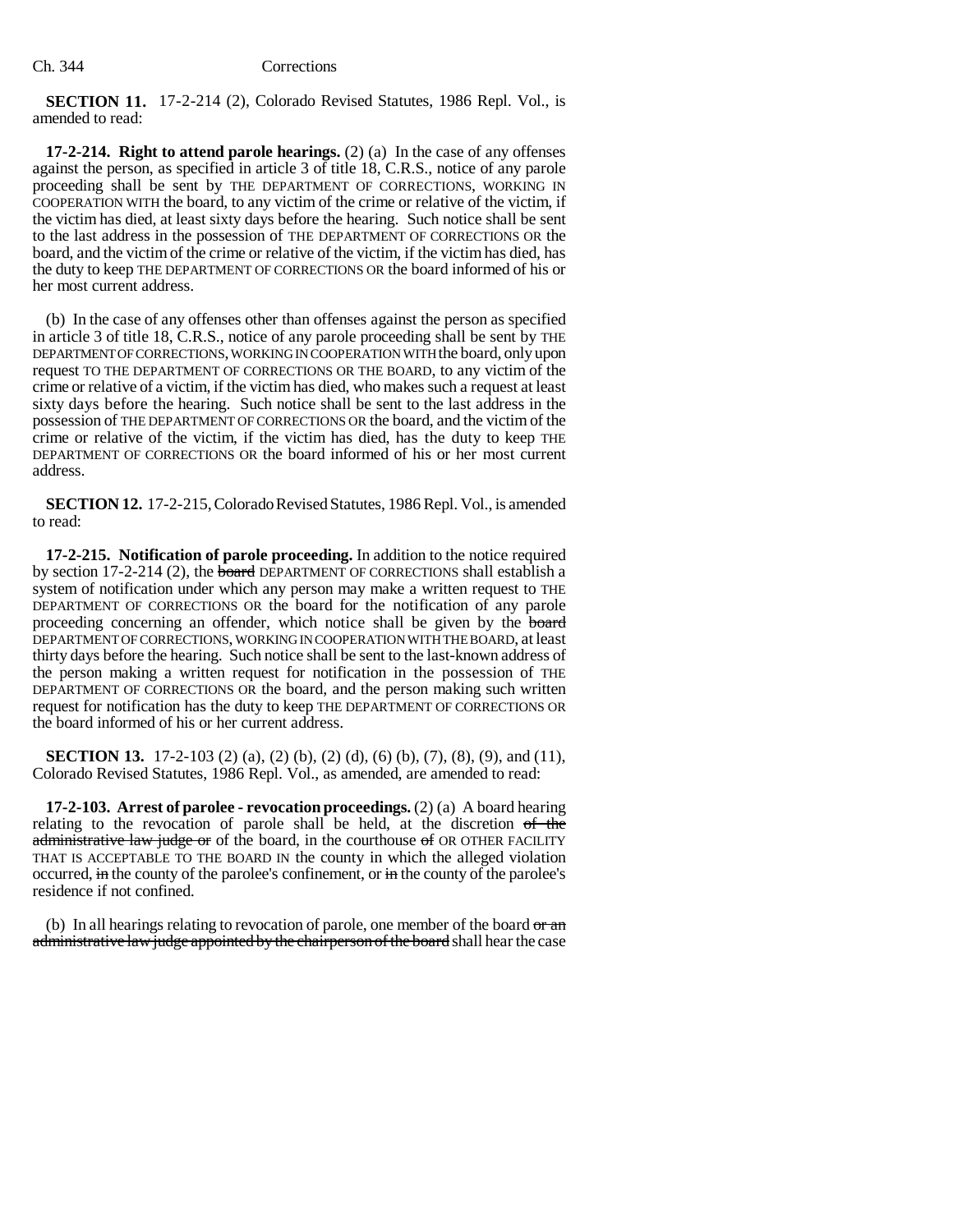**SECTION 11.** 17-2-214 (2), Colorado Revised Statutes, 1986 Repl. Vol., is amended to read:

**17-2-214. Right to attend parole hearings.** (2) (a) In the case of any offenses against the person, as specified in article 3 of title 18, C.R.S., notice of any parole proceeding shall be sent by THE DEPARTMENT OF CORRECTIONS, WORKING IN COOPERATION WITH the board, to any victim of the crime or relative of the victim, if the victim has died, at least sixty days before the hearing. Such notice shall be sent to the last address in the possession of THE DEPARTMENT OF CORRECTIONS OR the board, and the victim of the crime or relative of the victim, if the victim has died, has the duty to keep THE DEPARTMENT OF CORRECTIONS OR the board informed of his or her most current address.

(b) In the case of any offenses other than offenses against the person as specified in article 3 of title 18, C.R.S., notice of any parole proceeding shall be sent by THE DEPARTMENT OF CORRECTIONS, WORKING IN COOPERATION WITH the board, only upon request TO THE DEPARTMENT OF CORRECTIONS OR THE BOARD, to any victim of the crime or relative of a victim, if the victim has died, who makes such a request at least sixty days before the hearing. Such notice shall be sent to the last address in the possession of THE DEPARTMENT OF CORRECTIONS OR the board, and the victim of the crime or relative of the victim, if the victim has died, has the duty to keep THE DEPARTMENT OF CORRECTIONS OR the board informed of his or her most current address.

**SECTION 12.** 17-2-215, Colorado Revised Statutes, 1986 Repl. Vol., is amended to read:

**17-2-215. Notification of parole proceeding.** In addition to the notice required by section 17-2-214 (2), the ~~board~~ DEPARTMENT OF CORRECTIONS shall establish a system of notification under which any person may make a written request to THE DEPARTMENT OF CORRECTIONS OR the board for the notification of any parole proceeding concerning an offender, which notice shall be given by the ~~board~~ DEPARTMENT OF CORRECTIONS, WORKING IN COOPERATION WITH THE BOARD, at least thirty days before the hearing. Such notice shall be sent to the last-known address of the person making a written request for notification in the possession of THE DEPARTMENT OF CORRECTIONS OR the board, and the person making such written request for notification has the duty to keep THE DEPARTMENT OF CORRECTIONS OR the board informed of his or her current address.

**SECTION 13.** 17-2-103 (2) (a), (2) (b), (2) (d), (6) (b), (7), (8), (9), and (11), Colorado Revised Statutes, 1986 Repl. Vol., as amended, are amended to read:

**17-2-103. Arrest of parolee - revocation proceedings.** (2) (a) A board hearing relating to the revocation of parole shall be held, at the discretion ~~of the administrative law judge or~~ of the board, in the courthouse ~~of~~ OR OTHER FACILITY THAT IS ACCEPTABLE TO THE BOARD IN the county in which the alleged violation occurred, ~~in~~ the county of the parolee's confinement, or ~~in~~ the county of the parolee's residence if not confined.

(b) In all hearings relating to revocation of parole, one member of the board ~~or an administrative law judge appointed by the chairperson of the board~~ shall hear the case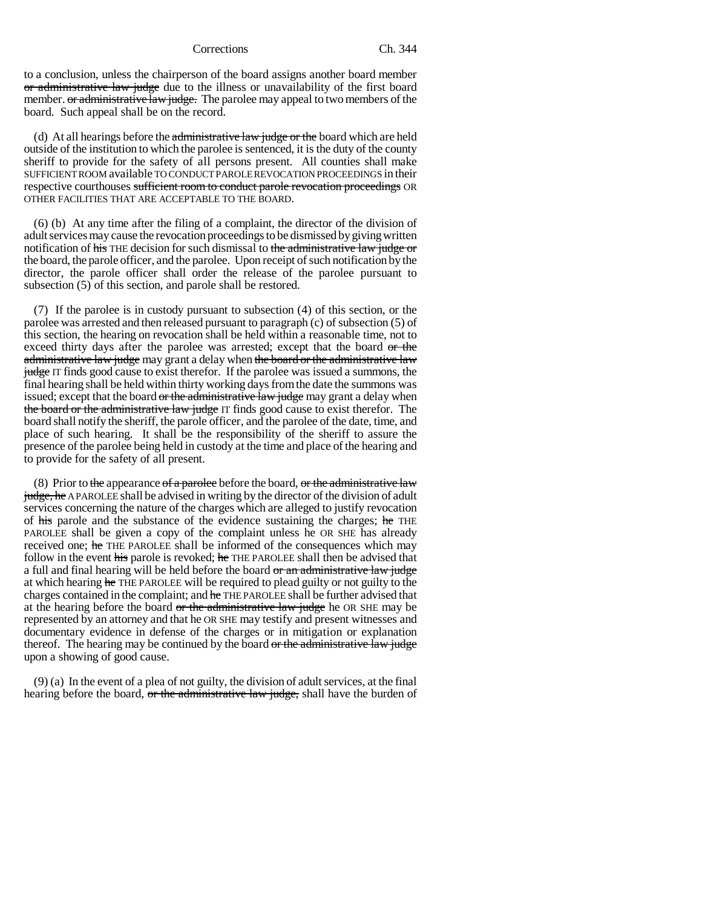to a conclusion, unless the chairperson of the board assigns another board member ~~or administrative law judge~~ due to the illness or unavailability of the first board member. ~~or administrative law judge.~~ The parolee may appeal to two members of the board. Such appeal shall be on the record.

(d) At all hearings before the ~~administrative law judge or the~~ board which are held outside of the institution to which the parolee is sentenced, it is the duty of the county sheriff to provide for the safety of all persons present. All counties shall make SUFFICIENT ROOM available TO CONDUCT PAROLE REVOCATION PROCEEDINGS in their respective courthouses ~~sufficient room to conduct parole revocation proceedings~~ OR OTHER FACILITIES THAT ARE ACCEPTABLE TO THE BOARD.

(6) (b) At any time after the filing of a complaint, the director of the division of adult services may cause the revocation proceedings to be dismissed by giving written notification of ~~his~~ THE decision for such dismissal to ~~the administrative law judge or~~ the board, the parole officer, and the parolee. Upon receipt of such notification by the director, the parole officer shall order the release of the parolee pursuant to subsection (5) of this section, and parole shall be restored.

(7) If the parolee is in custody pursuant to subsection (4) of this section, or the parolee was arrested and then released pursuant to paragraph (c) of subsection (5) of this section, the hearing on revocation shall be held within a reasonable time, not to exceed thirty days after the parolee was arrested; except that the board ~~or the administrative law judge~~ may grant a delay when ~~the board or the administrative law judge~~ IT finds good cause to exist therefor. If the parolee was issued a summons, the final hearing shall be held within thirty working days from the date the summons was issued; except that the board ~~or the administrative law judge~~ may grant a delay when ~~the board or the administrative law judge~~ IT finds good cause to exist therefor. The board shall notify the sheriff, the parole officer, and the parolee of the date, time, and place of such hearing. It shall be the responsibility of the sheriff to assure the presence of the parolee being held in custody at the time and place of the hearing and to provide for the safety of all present.

(8) Prior to ~~the~~ appearance ~~of a parolee~~ before the board, ~~or the administrative law judge, he~~ A PAROLEE shall be advised in writing by the director of the division of adult services concerning the nature of the charges which are alleged to justify revocation of ~~his~~ parole and the substance of the evidence sustaining the charges; ~~he~~ THE PAROLEE shall be given a copy of the complaint unless he OR SHE has already received one; ~~he~~ THE PAROLEE shall be informed of the consequences which may follow in the event ~~his~~ parole is revoked; ~~he~~ THE PAROLEE shall then be advised that a full and final hearing will be held before the board ~~or an administrative law judge~~ at which hearing ~~he~~ THE PAROLEE will be required to plead guilty or not guilty to the charges contained in the complaint; and ~~he~~ THE PAROLEE shall be further advised that at the hearing before the board ~~or the administrative law judge~~ he OR SHE may be represented by an attorney and that he OR SHE may testify and present witnesses and documentary evidence in defense of the charges or in mitigation or explanation thereof. The hearing may be continued by the board ~~or the administrative law judge~~ upon a showing of good cause.

(9) (a) In the event of a plea of not guilty, the division of adult services, at the final hearing before the board, ~~or the administrative law judge,~~ shall have the burden of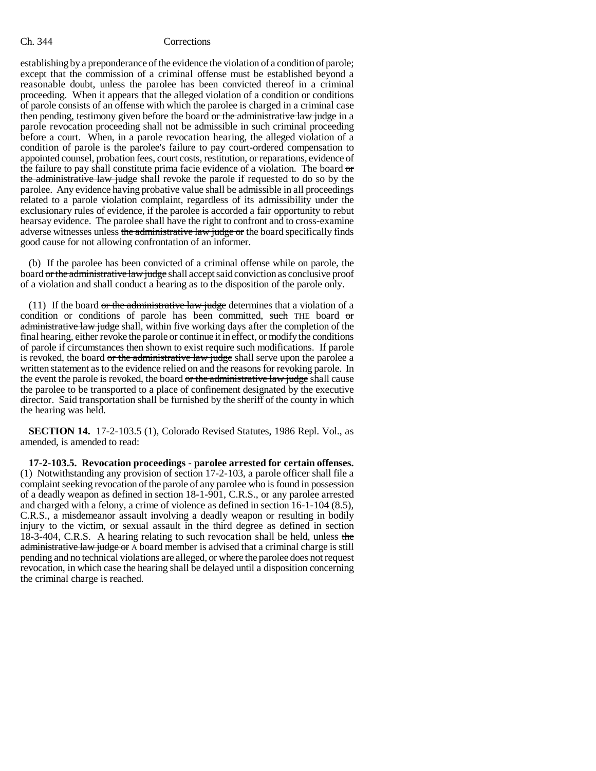establishing by a preponderance of the evidence the violation of a condition of parole; except that the commission of a criminal offense must be established beyond a reasonable doubt, unless the parolee has been convicted thereof in a criminal proceeding. When it appears that the alleged violation of a condition or conditions of parole consists of an offense with which the parolee is charged in a criminal case then pending, testimony given before the board ~~or the administrative law judge~~ in a parole revocation proceeding shall not be admissible in such criminal proceeding before a court. When, in a parole revocation hearing, the alleged violation of a condition of parole is the parolee's failure to pay court-ordered compensation to appointed counsel, probation fees, court costs, restitution, or reparations, evidence of the failure to pay shall constitute prima facie evidence of a violation. The board ~~or the administrative law judge~~ shall revoke the parole if requested to do so by the parolee. Any evidence having probative value shall be admissible in all proceedings related to a parole violation complaint, regardless of its admissibility under the exclusionary rules of evidence, if the parolee is accorded a fair opportunity to rebut hearsay evidence. The parolee shall have the right to confront and to cross-examine adverse witnesses unless ~~the administrative law judge or~~ the board specifically finds good cause for not allowing confrontation of an informer.

(b) If the parolee has been convicted of a criminal offense while on parole, the board ~~or the administrative law judge~~ shall accept said conviction as conclusive proof of a violation and shall conduct a hearing as to the disposition of the parole only.

(11) If the board ~~or the administrative law judge~~ determines that a violation of a condition or conditions of parole has been committed, ~~such~~ THE board ~~or administrative law judge~~ shall, within five working days after the completion of the final hearing, either revoke the parole or continue it in effect, or modify the conditions of parole if circumstances then shown to exist require such modifications. If parole is revoked, the board ~~or the administrative law judge~~ shall serve upon the parolee a written statement as to the evidence relied on and the reasons for revoking parole. In the event the parole is revoked, the board ~~or the administrative law judge~~ shall cause the parolee to be transported to a place of confinement designated by the executive director. Said transportation shall be furnished by the sheriff of the county in which the hearing was held.

**SECTION 14.** 17-2-103.5 (1), Colorado Revised Statutes, 1986 Repl. Vol., as amended, is amended to read:

**17-2-103.5. Revocation proceedings - parolee arrested for certain offenses.** (1) Notwithstanding any provision of section 17-2-103, a parole officer shall file a complaint seeking revocation of the parole of any parolee who is found in possession of a deadly weapon as defined in section 18-1-901, C.R.S., or any parolee arrested and charged with a felony, a crime of violence as defined in section 16-1-104 (8.5), C.R.S., a misdemeanor assault involving a deadly weapon or resulting in bodily injury to the victim, or sexual assault in the third degree as defined in section 18-3-404, C.R.S. A hearing relating to such revocation shall be held, unless ~~the administrative law judge or~~ A board member is advised that a criminal charge is still pending and no technical violations are alleged, or where the parolee does not request revocation, in which case the hearing shall be delayed until a disposition concerning the criminal charge is reached.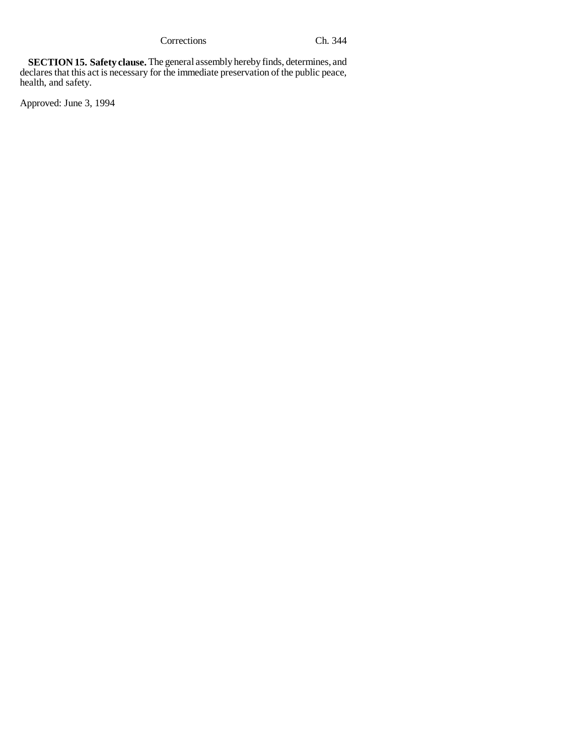**SECTION 15. Safety clause.** The general assembly hereby finds, determines, and declares that this act is necessary for the immediate preservation of the public peace, health, and safety.

Approved: June 3, 1994